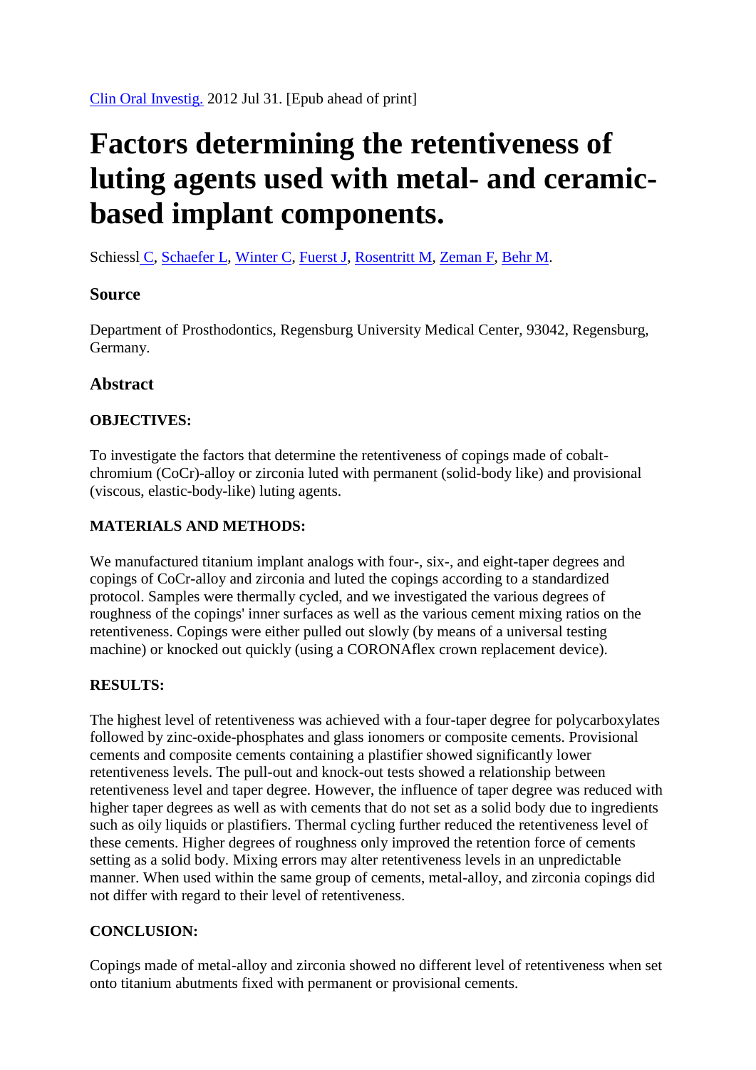Clin Oral Investig. 2012 Jul 31. [Epub ahead of print]

# Factors determining the retentiveness of luting agents used with metal- and ceramic-based implant components.

Schiessl C, Schaefer L, Winter C, Fuerst J, Rosentritt M, Zeman F, Behr M.

### Source

Department of Prosthodontics, Regensburg University Medical Center, 93042, Regensburg, Germany.

### Abstract

**OBJECTIVES:**

To investigate the factors that determine the retentiveness of copings made of cobalt-chromium (CoCr)-alloy or zirconia luted with permanent (solid-body like) and provisional (viscous, elastic-body-like) luting agents.

**MATERIALS AND METHODS:**

We manufactured titanium implant analogs with four-, six-, and eight-taper degrees and copings of CoCr-alloy and zirconia and luted the copings according to a standardized protocol. Samples were thermally cycled, and we investigated the various degrees of roughness of the copings' inner surfaces as well as the various cement mixing ratios on the retentiveness. Copings were either pulled out slowly (by means of a universal testing machine) or knocked out quickly (using a CORONAflex crown replacement device).

**RESULTS:**

The highest level of retentiveness was achieved with a four-taper degree for polycarboxylates followed by zinc-oxide-phosphates and glass ionomers or composite cements. Provisional cements and composite cements containing a plastifier showed significantly lower retentiveness levels. The pull-out and knock-out tests showed a relationship between retentiveness level and taper degree. However, the influence of taper degree was reduced with higher taper degrees as well as with cements that do not set as a solid body due to ingredients such as oily liquids or plastifiers. Thermal cycling further reduced the retentiveness level of these cements. Higher degrees of roughness only improved the retention force of cements setting as a solid body. Mixing errors may alter retentiveness levels in an unpredictable manner. When used within the same group of cements, metal-alloy, and zirconia copings did not differ with regard to their level of retentiveness.

**CONCLUSION:**

Copings made of metal-alloy and zirconia showed no different level of retentiveness when set onto titanium abutments fixed with permanent or provisional cements.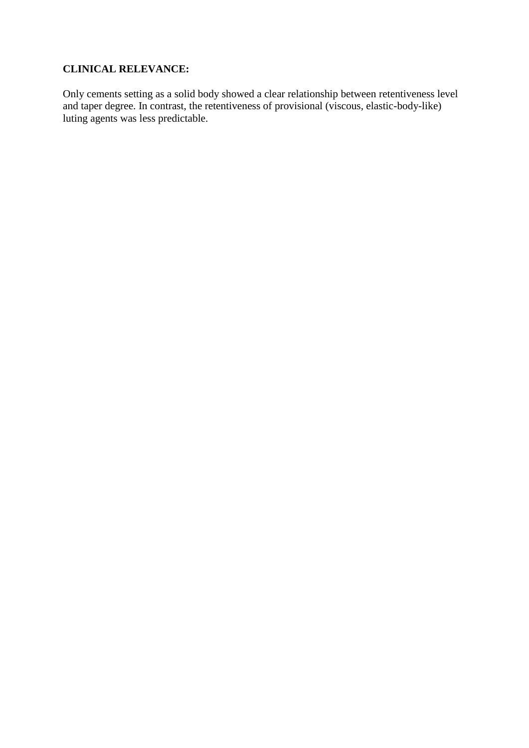**CLINICAL RELEVANCE:**

Only cements setting as a solid body showed a clear relationship between retentiveness level and taper degree. In contrast, the retentiveness of provisional (viscous, elastic-body-like) luting agents was less predictable.